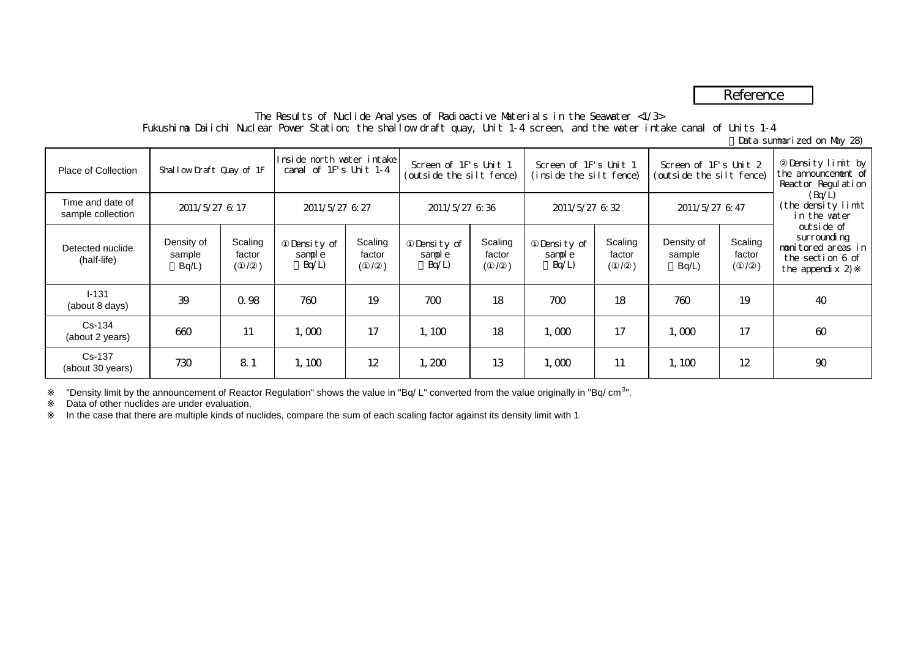Reference

The Results of Nuclide Analyses of Radioactive Materials in the Seawater <1/3>
Fukushima Daiichi Nuclear Power Station; the shallow draft quay, Unit 1-4 screen, and the water intake canal of Units 1-4

（Data summarized on May 28)

| Place of Collection | Shallow Draft Quay of 1F | | Inside north water intake canal of 1F's Unit 1-4 | | Screen of 1F's Unit 1 (outside the silt fence) | | Screen of 1F's Unit 1 (inside the silt fence) | | Screen of 1F's Unit 2 (outside the silt fence) | | ②Density limit by the announcement of Reactor Regulation (Bq/L) (the density limit in the water outside of surrounding monitored areas in the section 6 of the appendix 2)※ |
|---|---|---|---|---|---|---|---|---|---|---|---|
| Time and date of sample collection | 2011/5/27 6:17 | | 2011/5/27 6:27 | | 2011/5/27 6:36 | | 2011/5/27 6:32 | | 2011/5/27 6:47 | | |
| Detected nuclide (half-life) | Density of sample （Bq/L) | Scaling factor (①/②) | ①Density of sample （Bq/L) | Scaling factor (①/②) | ①Density of sample （Bq/L) | Scaling factor (①/②) | ①Density of sample （Bq/L) | Scaling factor (①/②) | Density of sample （Bq/L) | Scaling factor (①/②) | |
| I-131 (about 8 days) | 39 | 0.98 | 760 | 19 | 700 | 18 | 700 | 18 | 760 | 19 | 40 |
| Cs-134 (about 2 years) | 660 | 11 | 1,000 | 17 | 1,100 | 18 | 1,000 | 17 | 1,000 | 17 | 60 |
| Cs-137 (about 30 years) | 730 | 8.1 | 1,100 | 12 | 1,200 | 13 | 1,000 | 11 | 1,100 | 12 | 90 |

※ "Density limit by the announcement of Reactor Regulation" shows the value in "Bq/L" converted from the value originally in "Bq/cm$^3$".

※ Data of other nuclides are under evaluation.

※ In the case that there are multiple kinds of nuclides, compare the sum of each scaling factor against its density limit with 1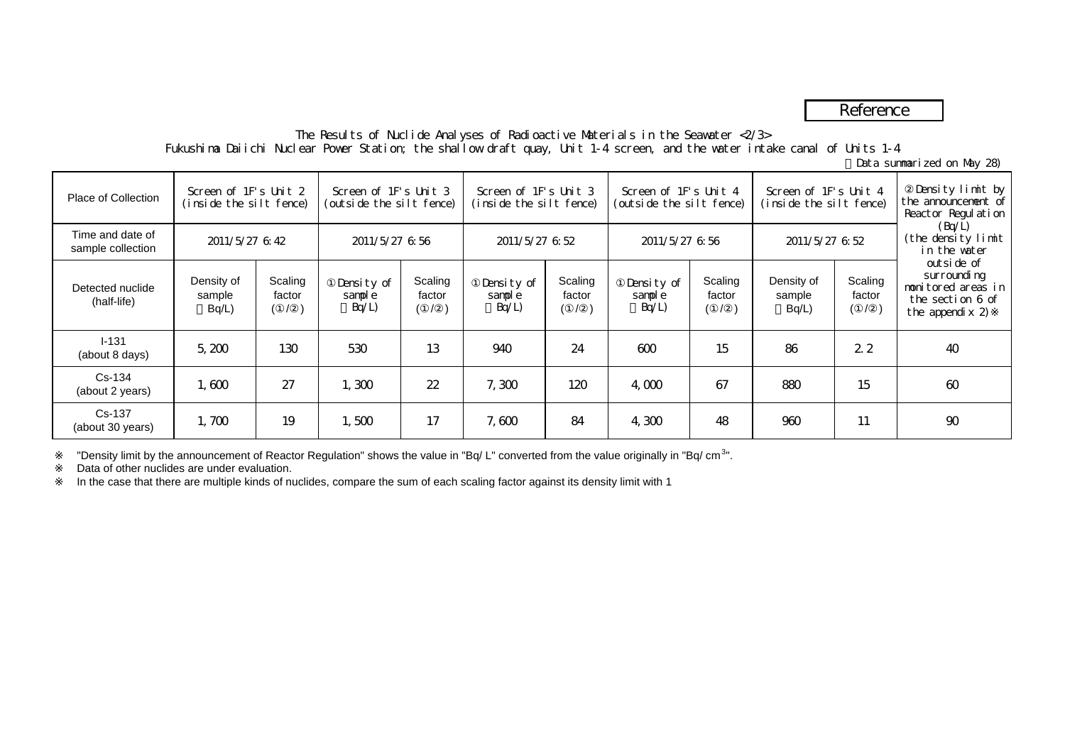Reference

The Results of Nuclide Analyses of Radioactive Materials in the Seawater <2/3>
Fukushima Daiichi Nuclear Power Station; the shallow draft quay, Unit 1-4 screen, and the water intake canal of Units 1-4

（Data summarized on May 28)

| Place of Collection | Screen of 1F's Unit 2 (inside the silt fence) | | Screen of 1F's Unit 3 (outside the silt fence) | | Screen of 1F's Unit 3 (inside the silt fence) | | Screen of 1F's Unit 4 (outside the silt fence) | | Screen of 1F's Unit 4 (inside the silt fence) | | ② Density limit by the announcement of Reactor Regulation (Bq/L) (the density limit in the water outside of surrounding monitored areas in the section 6 of the appendix 2)※ |
|---|---|---|---|---|---|---|---|---|---|---|---|
| Time and date of sample collection | 2011/5/27 6:42 | | 2011/5/27 6:56 | | 2011/5/27 6:52 | | 2011/5/27 6:56 | | 2011/5/27 6:52 | | |
| Detected nuclide (half-life) | Density of sample （Bq/L) | Scaling factor (①/②) | ① Density of sample （Bq/L) | Scaling factor (①/②) | ① Density of sample （Bq/L) | Scaling factor (①/②) | ① Density of sample （Bq/L) | Scaling factor (①/②) | Density of sample （Bq/L) | Scaling factor (①/②) | |
| I-131 (about 8 days) | 5,200 | 130 | 530 | 13 | 940 | 24 | 600 | 15 | 86 | 2.2 | 40 |
| Cs-134 (about 2 years) | 1,600 | 27 | 1,300 | 22 | 7,300 | 120 | 4,000 | 67 | 880 | 15 | 60 |
| Cs-137 (about 30 years) | 1,700 | 19 | 1,500 | 17 | 7,600 | 84 | 4,300 | 48 | 960 | 11 | 90 |

※ "Density limit by the announcement of Reactor Regulation" shows the value in "Bq/L" converted from the value originally in "Bq/cm$^3$".

※ Data of other nuclides are under evaluation.

※ In the case that there are multiple kinds of nuclides, compare the sum of each scaling factor against its density limit with 1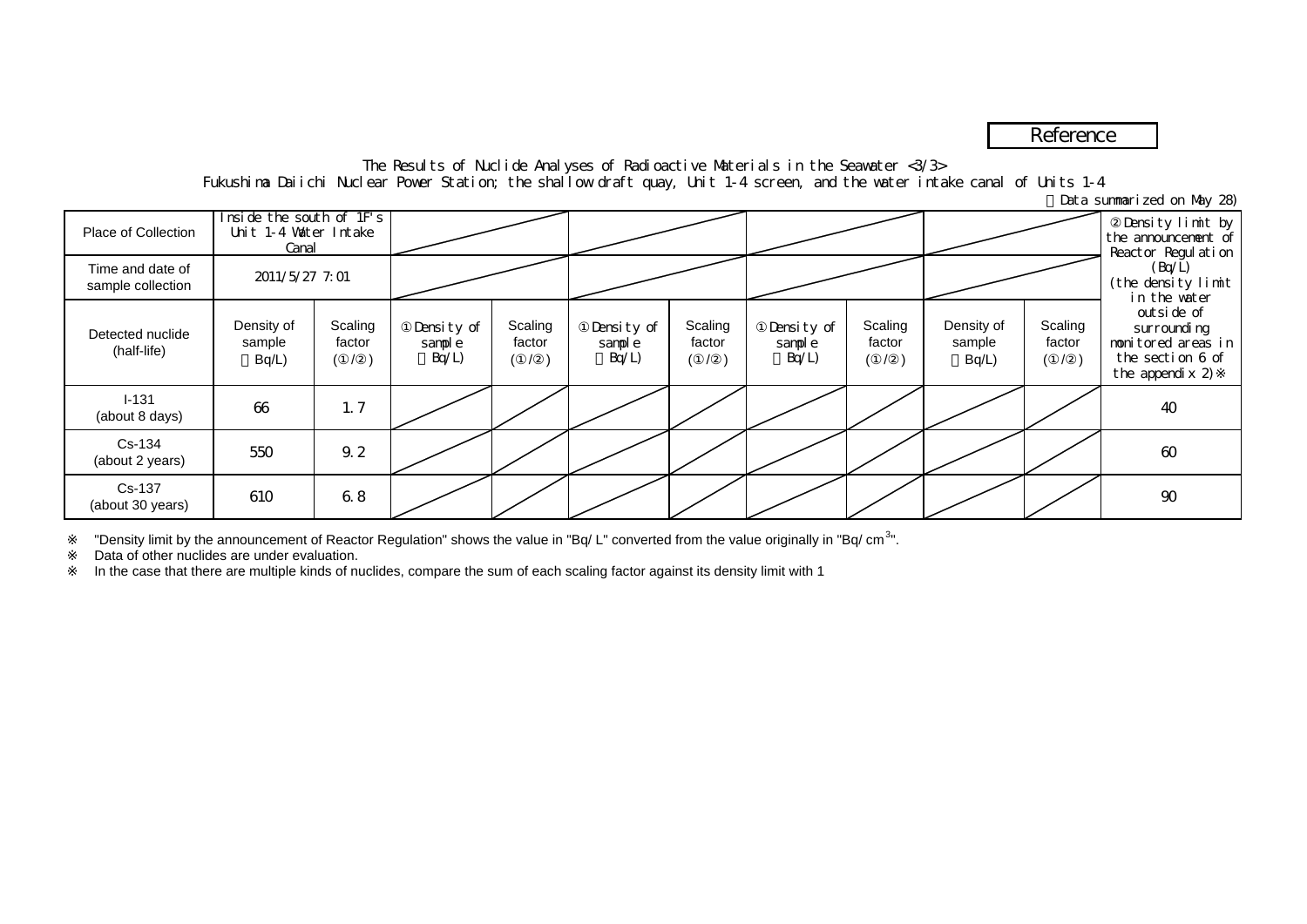Reference

The Results of Nuclide Analyses of Radioactive Materials in the Seawater <3/3>
Fukushima Daiichi Nuclear Power Station; the shallow draft quay, Unit 1-4 screen, and the water intake canal of Units 1-4

（Data summarized on May 28)

| Place of Collection | Inside the south of 1F's Unit 1-4 Water Intake Canal | | | | | | | | | | ② Density limit by the announcement of Reactor Regulation (Bq/L) (the density limit in the water outside of surrounding monitored areas in the section 6 of the appendix 2)※ |
|---|---|---|---|---|---|---|---|---|---|---|---|
| Time and date of sample collection | 2011/5/27 7:01 | | | | | | | | | | |
| Detected nuclide (half-life) | Density of sample （Bq/L) | Scaling factor (①/②) | ① Density of sample （Bq/L) | Scaling factor (①/②) | ① Density of sample （Bq/L) | Scaling factor (①/②) | ① Density of sample （Bq/L) | Scaling factor (①/②) | Density of sample （Bq/L) | Scaling factor (①/②) | |
| I-131 (about 8 days) | 66 | 1.7 | | | | | | | | | 40 |
| Cs-134 (about 2 years) | 550 | 9.2 | | | | | | | | | 60 |
| Cs-137 (about 30 years) | 610 | 6.8 | | | | | | | | | 90 |

※ "Density limit by the announcement of Reactor Regulation" shows the value in "Bq/ L" converted from the value originally in "Bq/ $cm^3$".

※ Data of other nuclides are under evaluation.

※ In the case that there are multiple kinds of nuclides, compare the sum of each scaling factor against its density limit with 1